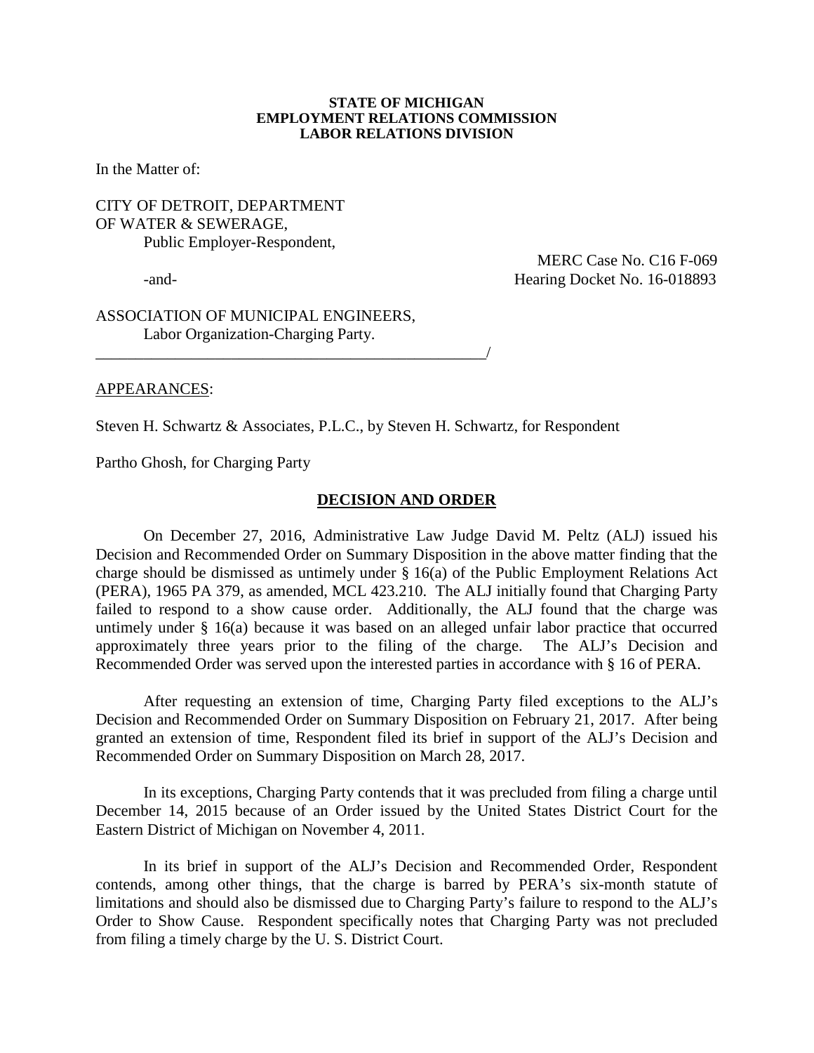**STATE OF MICHIGAN**
**EMPLOYMENT RELATIONS COMMISSION**
**LABOR RELATIONS DIVISION**

In the Matter of:

CITY OF DETROIT, DEPARTMENT OF WATER & SEWERAGE,
Public Employer-Respondent,

MERC Case No. C16 F-069

-and-

Hearing Docket No. 16-018893

ASSOCIATION OF MUNICIPAL ENGINEERS,
Labor Organization-Charging Party.
_____________________________________________/

APPEARANCES:

Steven H. Schwartz & Associates, P.L.C., by Steven H. Schwartz, for Respondent

Partho Ghosh, for Charging Party

## DECISION AND ORDER

On December 27, 2016, Administrative Law Judge David M. Peltz (ALJ) issued his Decision and Recommended Order on Summary Disposition in the above matter finding that the charge should be dismissed as untimely under § 16(a) of the Public Employment Relations Act (PERA), 1965 PA 379, as amended, MCL 423.210. The ALJ initially found that Charging Party failed to respond to a show cause order. Additionally, the ALJ found that the charge was untimely under § 16(a) because it was based on an alleged unfair labor practice that occurred approximately three years prior to the filing of the charge. The ALJ's Decision and Recommended Order was served upon the interested parties in accordance with § 16 of PERA.

After requesting an extension of time, Charging Party filed exceptions to the ALJ's Decision and Recommended Order on Summary Disposition on February 21, 2017. After being granted an extension of time, Respondent filed its brief in support of the ALJ's Decision and Recommended Order on Summary Disposition on March 28, 2017.

In its exceptions, Charging Party contends that it was precluded from filing a charge until December 14, 2015 because of an Order issued by the United States District Court for the Eastern District of Michigan on November 4, 2011.

In its brief in support of the ALJ's Decision and Recommended Order, Respondent contends, among other things, that the charge is barred by PERA's six-month statute of limitations and should also be dismissed due to Charging Party's failure to respond to the ALJ's Order to Show Cause. Respondent specifically notes that Charging Party was not precluded from filing a timely charge by the U. S. District Court.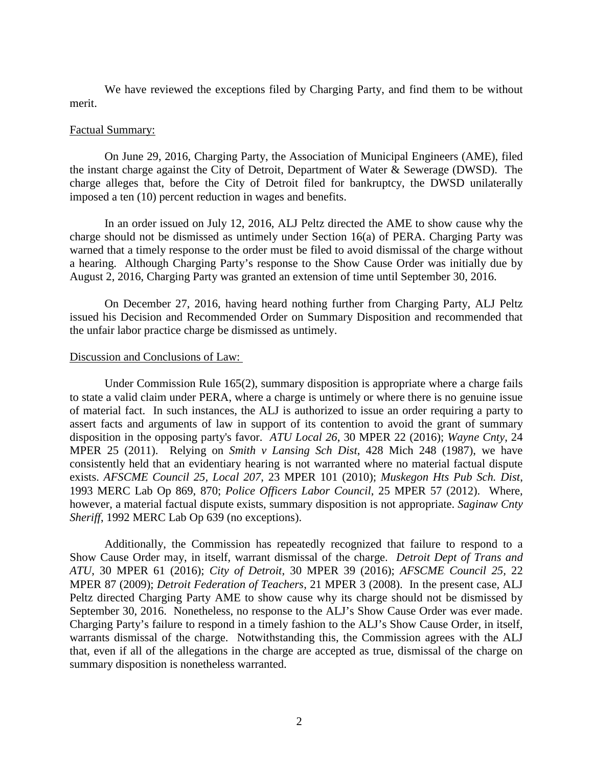We have reviewed the exceptions filed by Charging Party, and find them to be without merit.

Factual Summary:

On June 29, 2016, Charging Party, the Association of Municipal Engineers (AME), filed the instant charge against the City of Detroit, Department of Water & Sewerage (DWSD). The charge alleges that, before the City of Detroit filed for bankruptcy, the DWSD unilaterally imposed a ten (10) percent reduction in wages and benefits.

In an order issued on July 12, 2016, ALJ Peltz directed the AME to show cause why the charge should not be dismissed as untimely under Section 16(a) of PERA. Charging Party was warned that a timely response to the order must be filed to avoid dismissal of the charge without a hearing. Although Charging Party's response to the Show Cause Order was initially due by August 2, 2016, Charging Party was granted an extension of time until September 30, 2016.

On December 27, 2016, having heard nothing further from Charging Party, ALJ Peltz issued his Decision and Recommended Order on Summary Disposition and recommended that the unfair labor practice charge be dismissed as untimely.

Discussion and Conclusions of Law:

Under Commission Rule 165(2), summary disposition is appropriate where a charge fails to state a valid claim under PERA, where a charge is untimely or where there is no genuine issue of material fact. In such instances, the ALJ is authorized to issue an order requiring a party to assert facts and arguments of law in support of its contention to avoid the grant of summary disposition in the opposing party's favor. *ATU Local 26*, 30 MPER 22 (2016); *Wayne Cnty*, 24 MPER 25 (2011). Relying on *Smith v Lansing Sch Dist*, 428 Mich 248 (1987), we have consistently held that an evidentiary hearing is not warranted where no material factual dispute exists. *AFSCME Council 25, Local 207*, 23 MPER 101 (2010); *Muskegon Hts Pub Sch. Dist*, 1993 MERC Lab Op 869, 870; *Police Officers Labor Council*, 25 MPER 57 (2012). Where, however, a material factual dispute exists, summary disposition is not appropriate. *Saginaw Cnty Sheriff*, 1992 MERC Lab Op 639 (no exceptions).

Additionally, the Commission has repeatedly recognized that failure to respond to a Show Cause Order may, in itself, warrant dismissal of the charge. *Detroit Dept of Trans and ATU*, 30 MPER 61 (2016); *City of Detroit*, 30 MPER 39 (2016); *AFSCME Council 25*, 22 MPER 87 (2009); *Detroit Federation of Teachers*, 21 MPER 3 (2008). In the present case, ALJ Peltz directed Charging Party AME to show cause why its charge should not be dismissed by September 30, 2016. Nonetheless, no response to the ALJ's Show Cause Order was ever made. Charging Party's failure to respond in a timely fashion to the ALJ's Show Cause Order, in itself, warrants dismissal of the charge. Notwithstanding this, the Commission agrees with the ALJ that, even if all of the allegations in the charge are accepted as true, dismissal of the charge on summary disposition is nonetheless warranted.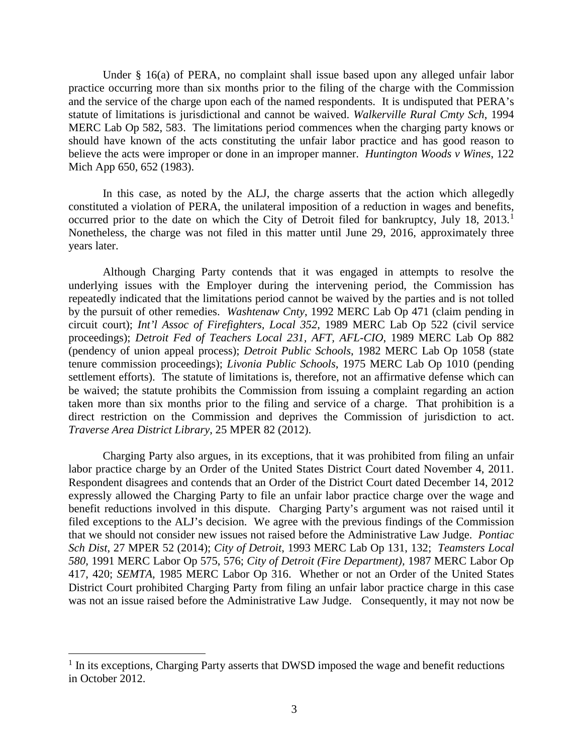Under § 16(a) of PERA, no complaint shall issue based upon any alleged unfair labor practice occurring more than six months prior to the filing of the charge with the Commission and the service of the charge upon each of the named respondents. It is undisputed that PERA's statute of limitations is jurisdictional and cannot be waived. *Walkerville Rural Cmty Sch*, 1994 MERC Lab Op 582, 583. The limitations period commences when the charging party knows or should have known of the acts constituting the unfair labor practice and has good reason to believe the acts were improper or done in an improper manner. *Huntington Woods v Wines*, 122 Mich App 650, 652 (1983).

In this case, as noted by the ALJ, the charge asserts that the action which allegedly constituted a violation of PERA, the unilateral imposition of a reduction in wages and benefits, occurred prior to the date on which the City of Detroit filed for bankruptcy, July 18, 2013.[1] Nonetheless, the charge was not filed in this matter until June 29, 2016, approximately three years later.

Although Charging Party contends that it was engaged in attempts to resolve the underlying issues with the Employer during the intervening period, the Commission has repeatedly indicated that the limitations period cannot be waived by the parties and is not tolled by the pursuit of other remedies. *Washtenaw Cnty*, 1992 MERC Lab Op 471 (claim pending in circuit court); *Int'l Assoc of Firefighters, Local 352*, 1989 MERC Lab Op 522 (civil service proceedings); *Detroit Fed of Teachers Local 231, AFT, AFL-CIO*, 1989 MERC Lab Op 882 (pendency of union appeal process); *Detroit Public Schools*, 1982 MERC Lab Op 1058 (state tenure commission proceedings); *Livonia Public Schools*, 1975 MERC Lab Op 1010 (pending settlement efforts). The statute of limitations is, therefore, not an affirmative defense which can be waived; the statute prohibits the Commission from issuing a complaint regarding an action taken more than six months prior to the filing and service of a charge. That prohibition is a direct restriction on the Commission and deprives the Commission of jurisdiction to act. *Traverse Area District Library*, 25 MPER 82 (2012).

Charging Party also argues, in its exceptions, that it was prohibited from filing an unfair labor practice charge by an Order of the United States District Court dated November 4, 2011. Respondent disagrees and contends that an Order of the District Court dated December 14, 2012 expressly allowed the Charging Party to file an unfair labor practice charge over the wage and benefit reductions involved in this dispute. Charging Party's argument was not raised until it filed exceptions to the ALJ's decision. We agree with the previous findings of the Commission that we should not consider new issues not raised before the Administrative Law Judge. *Pontiac Sch Dist*, 27 MPER 52 (2014); *City of Detroit*, 1993 MERC Lab Op 131, 132; *Teamsters Local 580*, 1991 MERC Labor Op 575, 576; *City of Detroit (Fire Department)*, 1987 MERC Labor Op 417, 420; *SEMTA*, 1985 MERC Labor Op 316. Whether or not an Order of the United States District Court prohibited Charging Party from filing an unfair labor practice charge in this case was not an issue raised before the Administrative Law Judge. Consequently, it may not now be

---

[1] In its exceptions, Charging Party asserts that DWSD imposed the wage and benefit reductions in October 2012.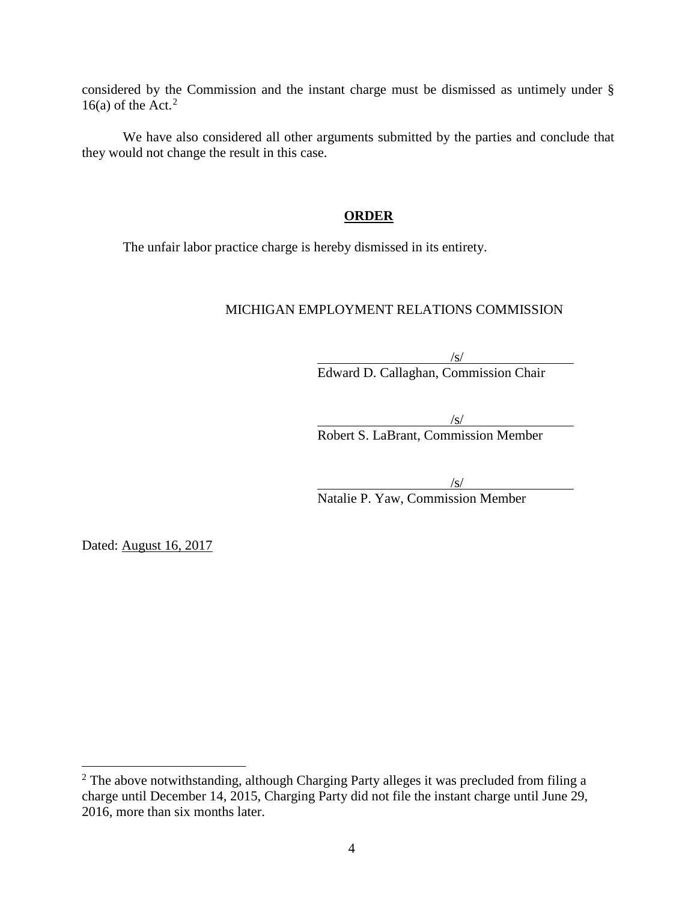considered by the Commission and the instant charge must be dismissed as untimely under § 16(a) of the Act.[2]

We have also considered all other arguments submitted by the parties and conclude that they would not change the result in this case.

## ORDER

The unfair labor practice charge is hereby dismissed in its entirety.

MICHIGAN EMPLOYMENT RELATIONS COMMISSION

/s/
Edward D. Callaghan, Commission Chair

/s/
Robert S. LaBrant, Commission Member

/s/
Natalie P. Yaw, Commission Member

Dated: August 16, 2017

---

[2] The above notwithstanding, although Charging Party alleges it was precluded from filing a charge until December 14, 2015, Charging Party did not file the instant charge until June 29, 2016, more than six months later.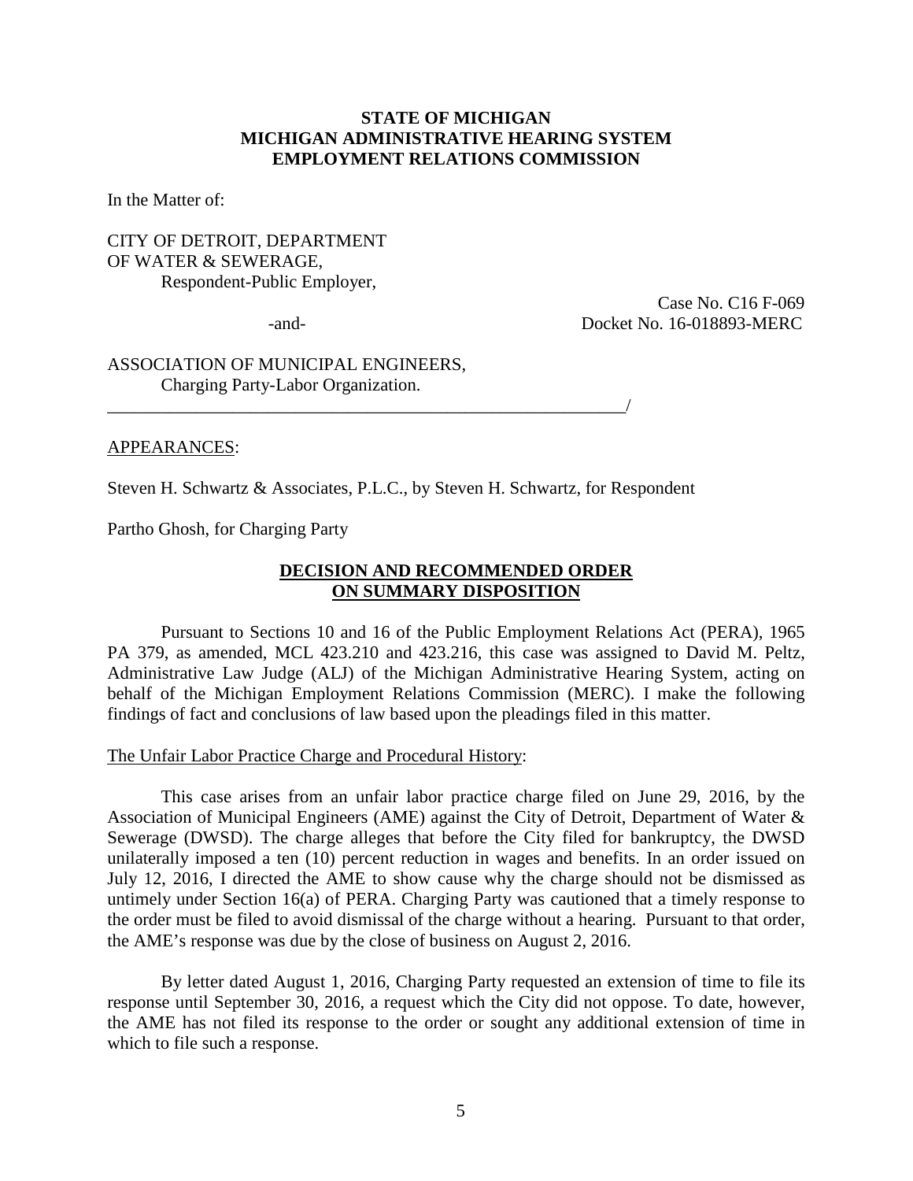**STATE OF MICHIGAN**
**MICHIGAN ADMINISTRATIVE HEARING SYSTEM**
**EMPLOYMENT RELATIONS COMMISSION**

In the Matter of:

CITY OF DETROIT, DEPARTMENT OF WATER & SEWERAGE,
Respondent-Public Employer,

-and-

Case No. C16 F-069
Docket No. 16-018893-MERC

ASSOCIATION OF MUNICIPAL ENGINEERS,
Charging Party-Labor Organization.

______________________________________________________________/

APPEARANCES:

Steven H. Schwartz & Associates, P.L.C., by Steven H. Schwartz, for Respondent

Partho Ghosh, for Charging Party

**DECISION AND RECOMMENDED ORDER ON SUMMARY DISPOSITION**

Pursuant to Sections 10 and 16 of the Public Employment Relations Act (PERA), 1965 PA 379, as amended, MCL 423.210 and 423.216, this case was assigned to David M. Peltz, Administrative Law Judge (ALJ) of the Michigan Administrative Hearing System, acting on behalf of the Michigan Employment Relations Commission (MERC). I make the following findings of fact and conclusions of law based upon the pleadings filed in this matter.

The Unfair Labor Practice Charge and Procedural History:

This case arises from an unfair labor practice charge filed on June 29, 2016, by the Association of Municipal Engineers (AME) against the City of Detroit, Department of Water & Sewerage (DWSD). The charge alleges that before the City filed for bankruptcy, the DWSD unilaterally imposed a ten (10) percent reduction in wages and benefits. In an order issued on July 12, 2016, I directed the AME to show cause why the charge should not be dismissed as untimely under Section 16(a) of PERA. Charging Party was cautioned that a timely response to the order must be filed to avoid dismissal of the charge without a hearing. Pursuant to that order, the AME's response was due by the close of business on August 2, 2016.

By letter dated August 1, 2016, Charging Party requested an extension of time to file its response until September 30, 2016, a request which the City did not oppose. To date, however, the AME has not filed its response to the order or sought any additional extension of time in which to file such a response.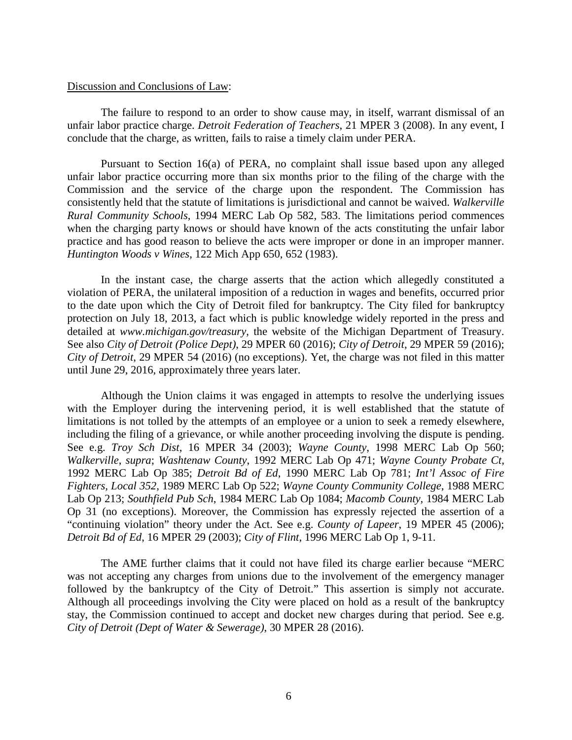Discussion and Conclusions of Law:

The failure to respond to an order to show cause may, in itself, warrant dismissal of an unfair labor practice charge. *Detroit Federation of Teachers*, 21 MPER 3 (2008). In any event, I conclude that the charge, as written, fails to raise a timely claim under PERA.

Pursuant to Section 16(a) of PERA, no complaint shall issue based upon any alleged unfair labor practice occurring more than six months prior to the filing of the charge with the Commission and the service of the charge upon the respondent. The Commission has consistently held that the statute of limitations is jurisdictional and cannot be waived. *Walkerville Rural Community Schools*, 1994 MERC Lab Op 582, 583. The limitations period commences when the charging party knows or should have known of the acts constituting the unfair labor practice and has good reason to believe the acts were improper or done in an improper manner. *Huntington Woods v Wines*, 122 Mich App 650, 652 (1983).

In the instant case, the charge asserts that the action which allegedly constituted a violation of PERA, the unilateral imposition of a reduction in wages and benefits, occurred prior to the date upon which the City of Detroit filed for bankruptcy. The City filed for bankruptcy protection on July 18, 2013, a fact which is public knowledge widely reported in the press and detailed at *www.michigan.gov/treasury*, the website of the Michigan Department of Treasury. See also *City of Detroit (Police Dept)*, 29 MPER 60 (2016); *City of Detroit*, 29 MPER 59 (2016); *City of Detroit*, 29 MPER 54 (2016) (no exceptions). Yet, the charge was not filed in this matter until June 29, 2016, approximately three years later.

Although the Union claims it was engaged in attempts to resolve the underlying issues with the Employer during the intervening period, it is well established that the statute of limitations is not tolled by the attempts of an employee or a union to seek a remedy elsewhere, including the filing of a grievance, or while another proceeding involving the dispute is pending. See e.g. *Troy Sch Dist*, 16 MPER 34 (2003); *Wayne County*, 1998 MERC Lab Op 560; *Walkerville*, *supra*; *Washtenaw County*, 1992 MERC Lab Op 471; *Wayne County Probate Ct*, 1992 MERC Lab Op 385; *Detroit Bd of Ed*, 1990 MERC Lab Op 781; *Int'l Assoc of Fire Fighters, Local 352*, 1989 MERC Lab Op 522; *Wayne County Community College*, 1988 MERC Lab Op 213; *Southfield Pub Sch*, 1984 MERC Lab Op 1084; *Macomb County*, 1984 MERC Lab Op 31 (no exceptions). Moreover, the Commission has expressly rejected the assertion of a "continuing violation" theory under the Act. See e.g. *County of Lapeer*, 19 MPER 45 (2006); *Detroit Bd of Ed*, 16 MPER 29 (2003); *City of Flint*, 1996 MERC Lab Op 1, 9-11.

The AME further claims that it could not have filed its charge earlier because "MERC was not accepting any charges from unions due to the involvement of the emergency manager followed by the bankruptcy of the City of Detroit." This assertion is simply not accurate. Although all proceedings involving the City were placed on hold as a result of the bankruptcy stay, the Commission continued to accept and docket new charges during that period. See e.g. *City of Detroit (Dept of Water & Sewerage)*, 30 MPER 28 (2016).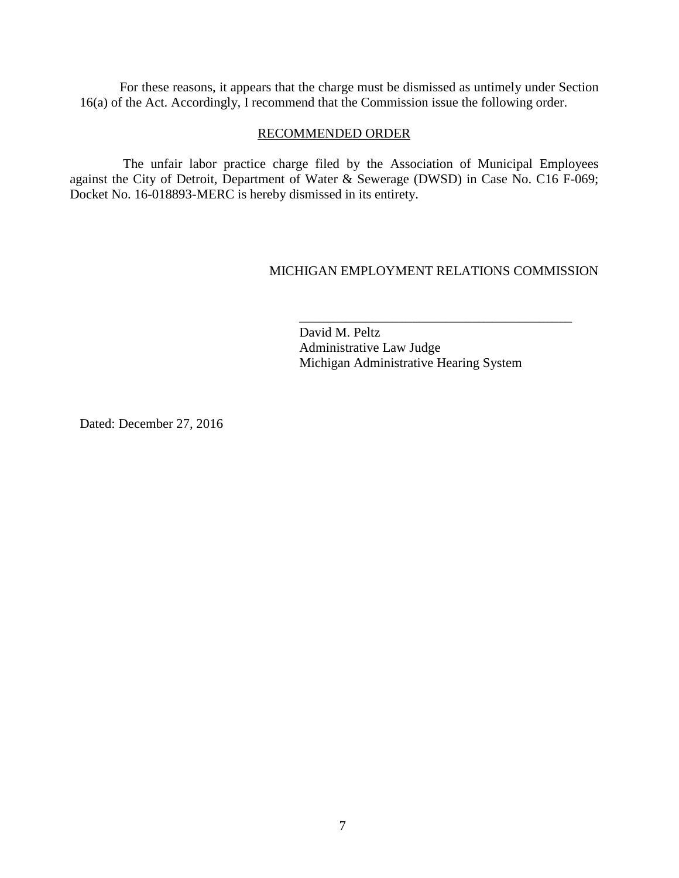For these reasons, it appears that the charge must be dismissed as untimely under Section 16(a) of the Act. Accordingly, I recommend that the Commission issue the following order.

## RECOMMENDED ORDER

The unfair labor practice charge filed by the Association of Municipal Employees against the City of Detroit, Department of Water & Sewerage (DWSD) in Case No. C16 F-069; Docket No. 16-018893-MERC is hereby dismissed in its entirety.

MICHIGAN EMPLOYMENT RELATIONS COMMISSION

\_\_\_\_\_\_\_\_\_\_\_\_\_\_\_\_\_\_\_\_\_\_\_\_\_\_\_\_\_\_\_\_\_\_\_\_\_\_\_\_\_\_

David M. Peltz
Administrative Law Judge
Michigan Administrative Hearing System

Dated: December 27, 2016